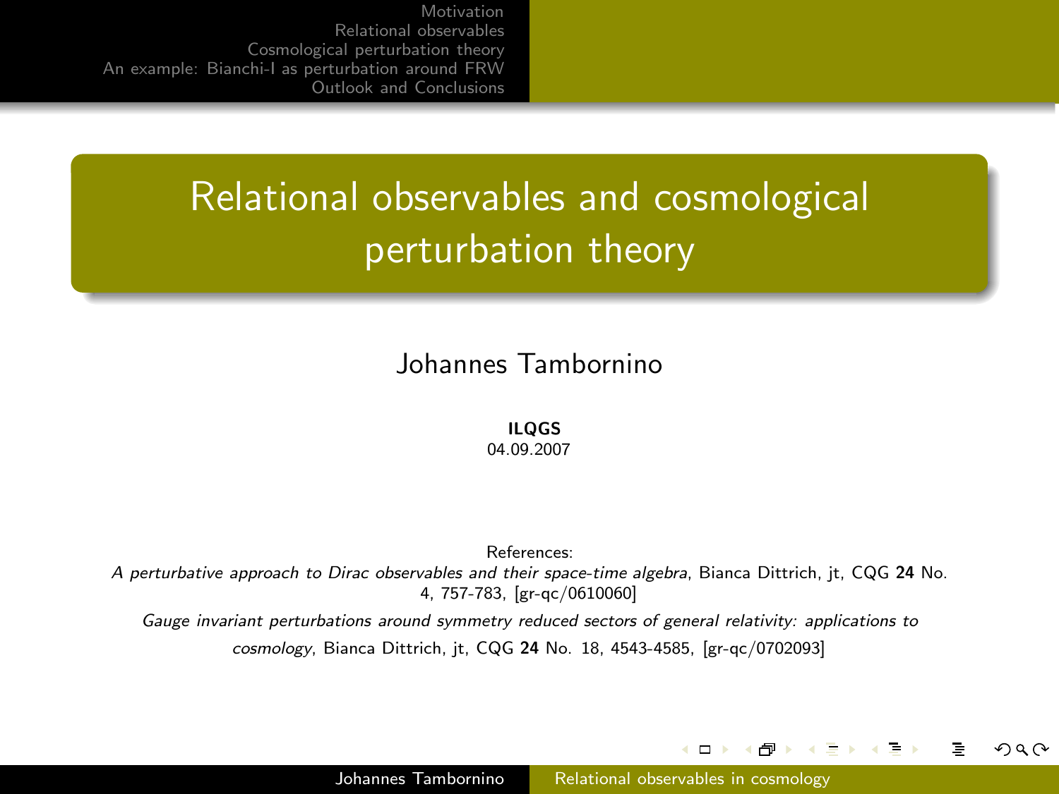# Relational observables and cosmological perturbation theory

Johannes Tambornino

**ILQGS**
04.09.2007

References:

*A perturbative approach to Dirac observables and their space-time algebra*, Bianca Dittrich, jt, CQG **24** No. 4, 757-783, [gr-qc/0610060]

*Gauge invariant perturbations around symmetry reduced sectors of general relativity: applications to cosmology*, Bianca Dittrich, jt, CQG **24** No. 18, 4543-4585, [gr-qc/0702093]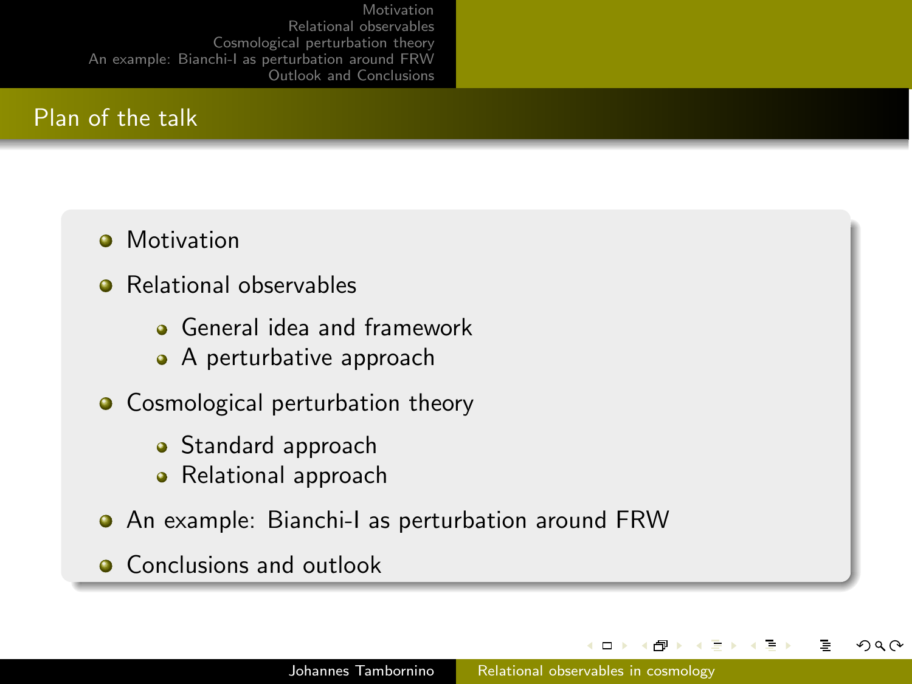## Plan of the talk

- Motivation
- Relational observables
  - General idea and framework
  - A perturbative approach
- Cosmological perturbation theory
  - Standard approach
  - Relational approach
- An example: Bianchi-I as perturbation around FRW
- Conclusions and outlook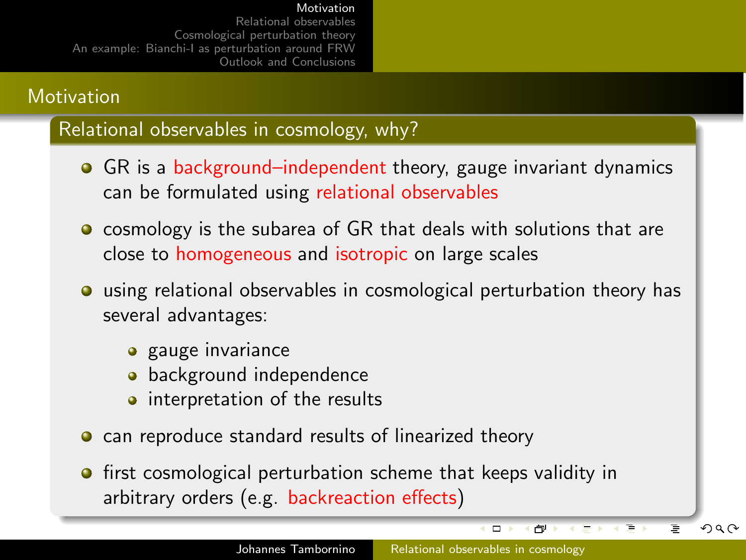## Motivation

### Relational observables in cosmology, why?

- GR is a background–independent theory, gauge invariant dynamics can be formulated using relational observables
- cosmology is the subarea of GR that deals with solutions that are close to homogeneous and isotropic on large scales
- using relational observables in cosmological perturbation theory has several advantages:
  - gauge invariance
  - background independence
  - interpretation of the results
- can reproduce standard results of linearized theory
- first cosmological perturbation scheme that keeps validity in arbitrary orders (e.g. backreaction effects)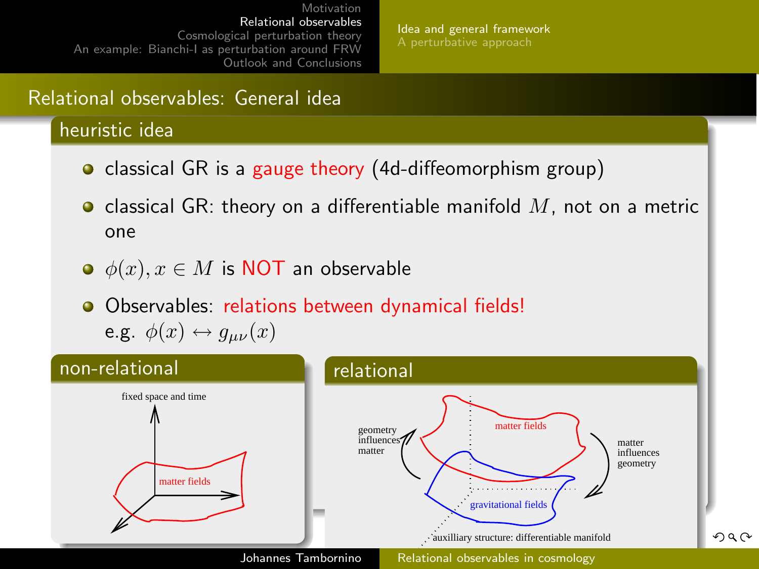## Relational observables: General idea

### heuristic idea

- classical GR is a gauge theory (4d-diffeomorphism group)
- classical GR: theory on a differentiable manifold $M$, not on a metric one
- $\phi(x), x \in M$ is NOT an observable
- Observables: relations between dynamical fields!
  e.g. $\phi(x) \leftrightarrow g_{\mu\nu}(x)$

### non-relational

fixed space and time

matter fields

### relational

matter fields

gravitational fields

geometry influences matter

matter influences geometry

auxilliary structure: differentiable manifold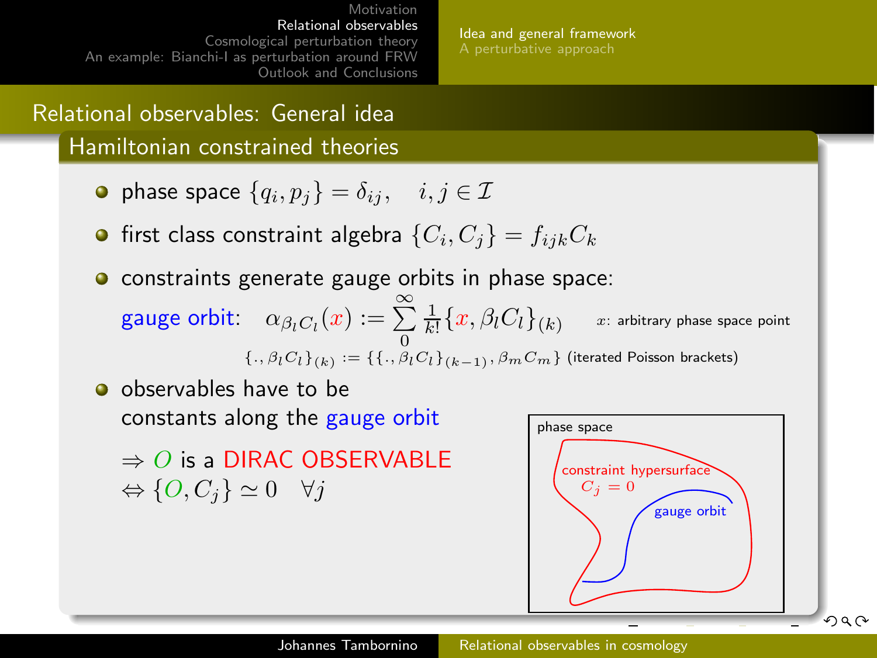## Relational observables: General idea

### Hamiltonian constrained theories

- phase space $\{q_i, p_j\} = \delta_{ij}, \quad i, j \in \mathcal{I}$
- first class constraint algebra $\{C_i, C_j\} = f_{ijk} C_k$
- constraints generate gauge orbits in phase space:

  gauge orbit: $\alpha_{\beta_l C_l}(x) := \sum_{0}^{\infty} \frac{1}{k!} \{x, \beta_l C_l\}_{(k)}$ $\quad x$: arbitrary phase space point

  $\{., \beta_l C_l\}_{(k)} := \{\{., \beta_l C_l\}_{(k-1)}, \beta_m C_m\}$ (iterated Poisson brackets)

- observables have to be constants along the gauge orbit

  $\Rightarrow O$ is a DIRAC OBSERVABLE
  $\Leftrightarrow \{O, C_j\} \simeq 0 \quad \forall j$

phase space

constraint hypersurface $C_j = 0$

gauge orbit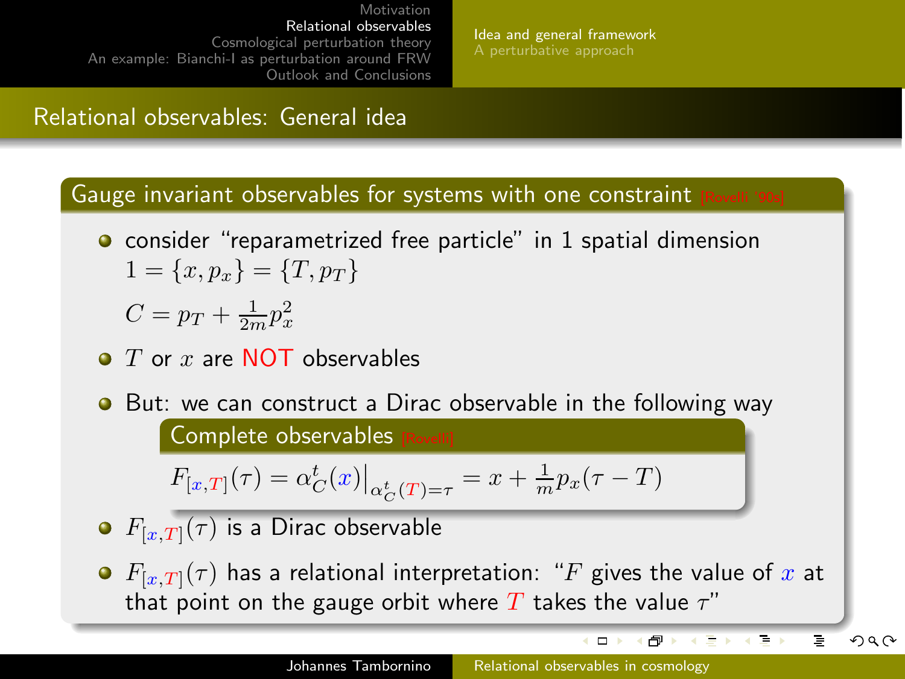## Relational observables: General idea

### Gauge invariant observables for systems with one constraint [Rovelli '90s]

- consider "reparametrized free particle" in 1 spatial dimension
  $1 = \{x, p_x\} = \{T, p_T\}$

  $C = p_T + \frac{1}{2m} p_x^2$

- $T$ or $x$ are NOT observables

- But: we can construct a Dirac observable in the following way

  **Complete observables** [Rovelli]

  $$F_{[x,T]}(\tau) = \alpha_C^t(x)\big|_{\alpha_C^t(T)=\tau} = x + \frac{1}{m} p_x(\tau - T)$$

- $F_{[x,T]}(\tau)$ is a Dirac observable

- $F_{[x,T]}(\tau)$ has a relational interpretation: "$F$ gives the value of $x$ at that point on the gauge orbit where $T$ takes the value $\tau$"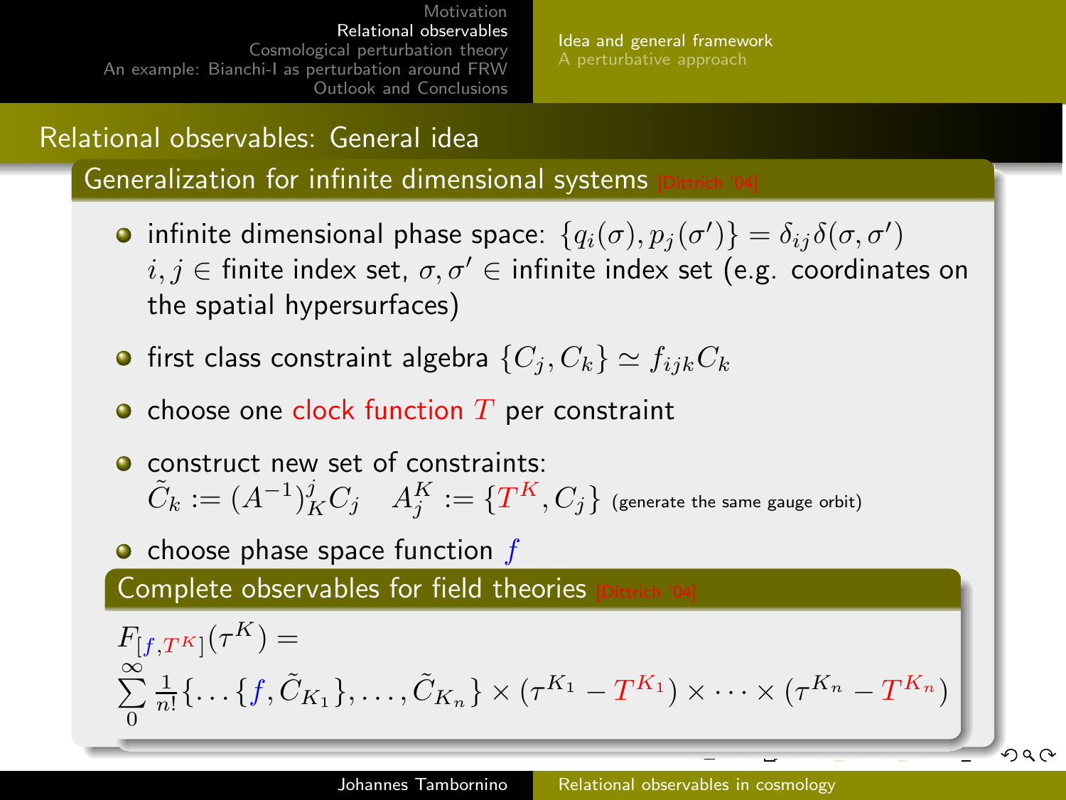# Relational observables: General idea

## Generalization for infinite dimensional systems [Dittrich '04]

- infinite dimensional phase space: $\{q_i(\sigma), p_j(\sigma')\} = \delta_{ij}\delta(\sigma, \sigma')$
  $i, j \in$ finite index set, $\sigma, \sigma' \in$ infinite index set (e.g. coordinates on the spatial hypersurfaces)
- first class constraint algebra $\{C_j, C_k\} \simeq f_{ijk} C_k$
- choose one clock function $T$ per constraint
- construct new set of constraints:
  $\tilde{C}_k := (A^{-1})^j_K C_j \quad A^K_j := \{T^K, C_j\}$ (generate the same gauge orbit)
- choose phase space function $f$

## Complete observables for field theories [Dittrich '04]

$$F_{[f,T^K]}(\tau^K) = \sum_0^\infty \frac{1}{n!}\{\ldots\{f, \tilde{C}_{K_1}\}, \ldots, \tilde{C}_{K_n}\} \times (\tau^{K_1} - T^{K_1}) \times \cdots \times (\tau^{K_n} - T^{K_n})$$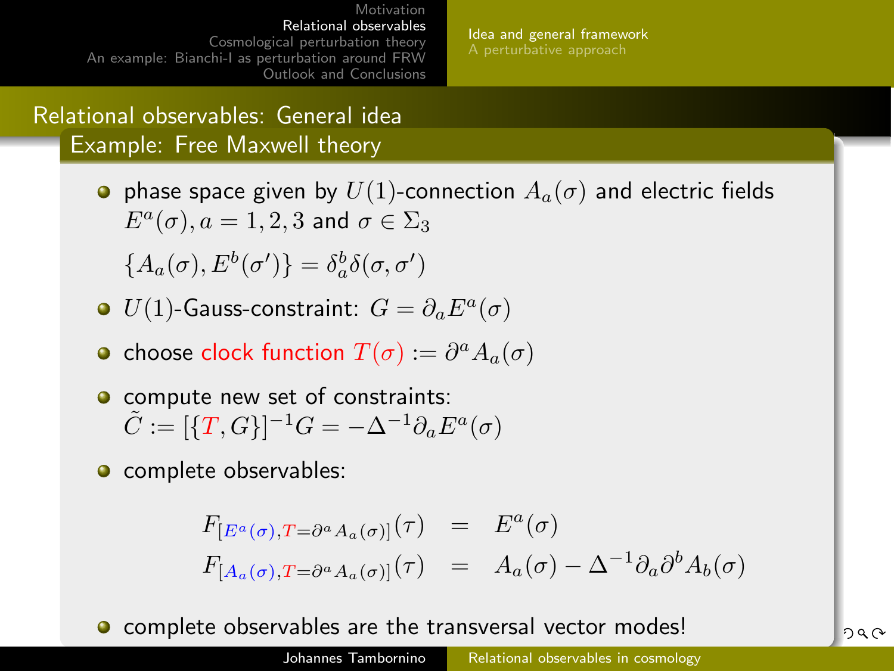## Relational observables: General idea

### Example: Free Maxwell theory

- phase space given by $U(1)$-connection $A_a(\sigma)$ and electric fields $E^a(\sigma), a = 1,2,3$ and $\sigma \in \Sigma_3$

  $\{A_a(\sigma), E^b(\sigma')\} = \delta_a^b \delta(\sigma, \sigma')$

- $U(1)$-Gauss-constraint: $G = \partial_a E^a(\sigma)$
- choose clock function $T(\sigma) := \partial^a A_a(\sigma)$
- compute new set of constraints: $\tilde{C} := [\{T, G\}]^{-1} G = -\Delta^{-1} \partial_a E^a(\sigma)$
- complete observables:

$$
\begin{aligned}
F_{[E^a(\sigma), T = \partial^a A_a(\sigma)]}(\tau) &= E^a(\sigma) \\
F_{[A_a(\sigma), T = \partial^a A_a(\sigma)]}(\tau) &= A_a(\sigma) - \Delta^{-1} \partial_a \partial^b A_b(\sigma)
\end{aligned}
$$

- complete observables are the transversal vector modes!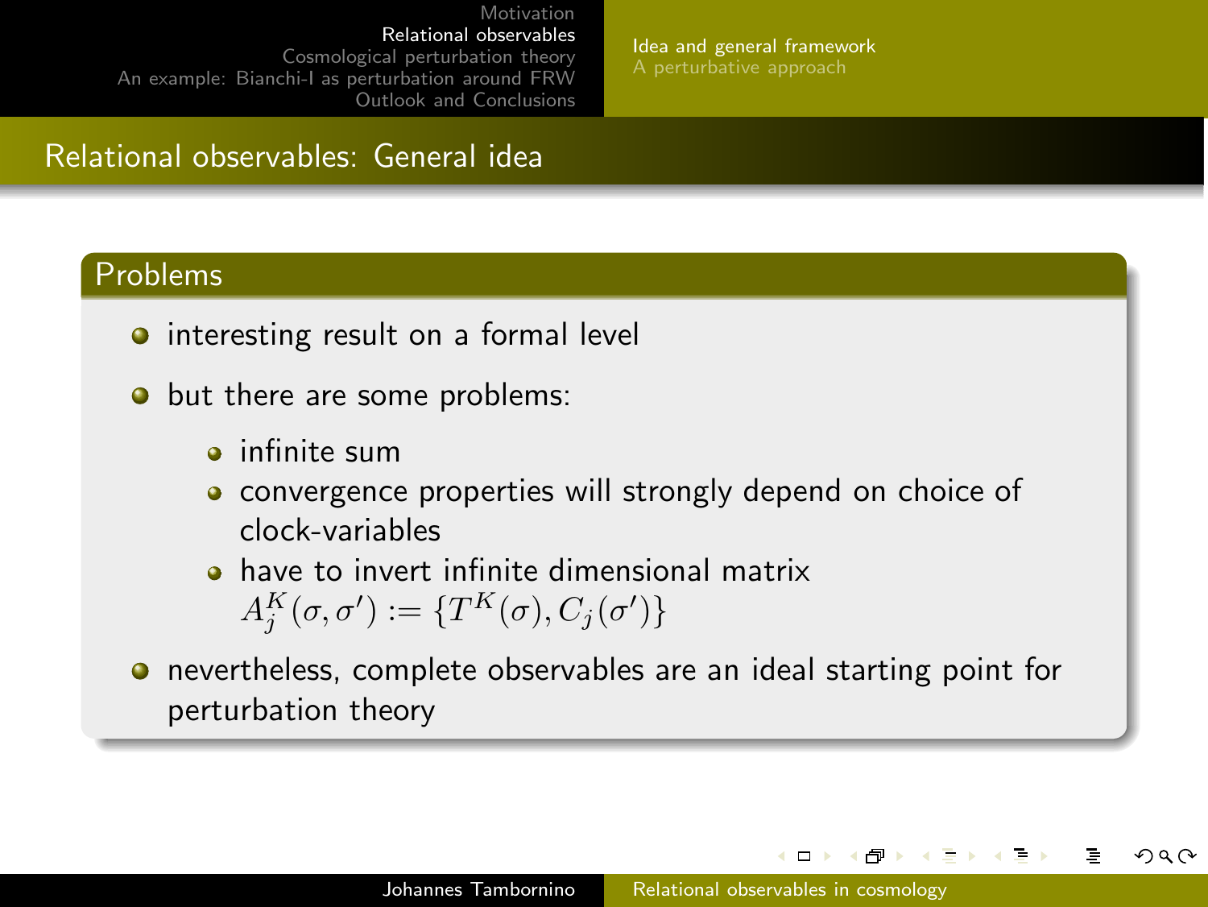## Relational observables: General idea

### Problems

- interesting result on a formal level
- but there are some problems:
  - infinite sum
  - convergence properties will strongly depend on choice of clock-variables
  - have to invert infinite dimensional matrix $A_j^K(\sigma, \sigma') := \{T^K(\sigma), C_j(\sigma')\}$
- nevertheless, complete observables are an ideal starting point for perturbation theory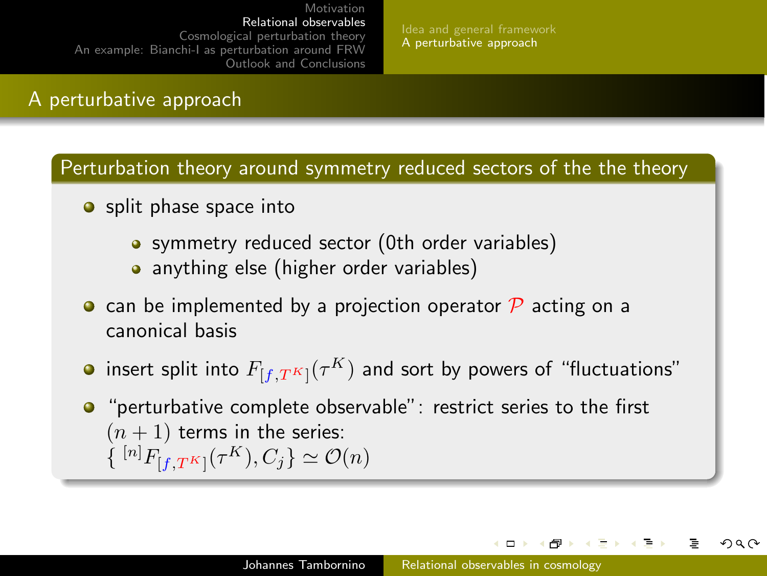# A perturbative approach

## Perturbation theory around symmetry reduced sectors of the the theory

- split phase space into
  - symmetry reduced sector (0th order variables)
  - anything else (higher order variables)
- can be implemented by a projection operator $\mathcal{P}$ acting on a canonical basis
- insert split into $F_{[f,T^K]}(\tau^K)$ and sort by powers of "fluctuations"
- "perturbative complete observable": restrict series to the first $(n+1)$ terms in the series: $\{\,^{[n]}F_{[f,T^K]}(\tau^K), C_j\} \simeq \mathcal{O}(n)$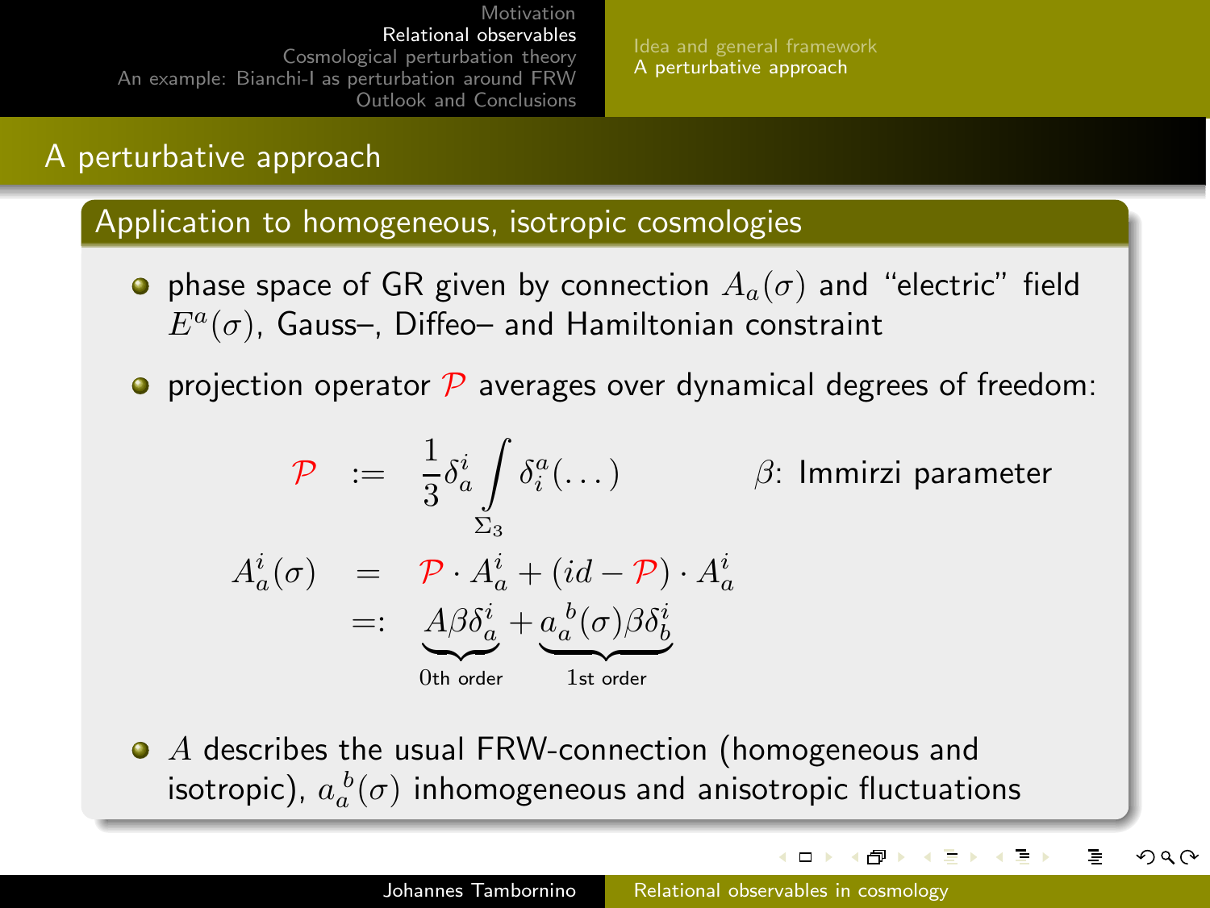# A perturbative approach

## Application to homogeneous, isotropic cosmologies

- phase space of GR given by connection $A_a(\sigma)$ and "electric" field $E^a(\sigma)$, Gauss–, Diffeo– and Hamiltonian constraint
- projection operator $\mathcal{P}$ averages over dynamical degrees of freedom:

$$
\begin{aligned}
\mathcal{P} &:= \frac{1}{3}\delta^i_a \int_{\Sigma_3} \delta^a_i(\dots) \\
A^i_a(\sigma) &= \mathcal{P}\cdot A^i_a + (id - \mathcal{P})\cdot A^i_a \\
&=: \underbrace{A\beta\delta^i_a}_{\text{0th order}} + \underbrace{a_a{}^b(\sigma)\beta\delta^i_b}_{\text{1st order}}
\end{aligned}
$$

$\beta$: Immirzi parameter

- $A$ describes the usual FRW-connection (homogeneous and isotropic), $a_a{}^b(\sigma)$ inhomogeneous and anisotropic fluctuations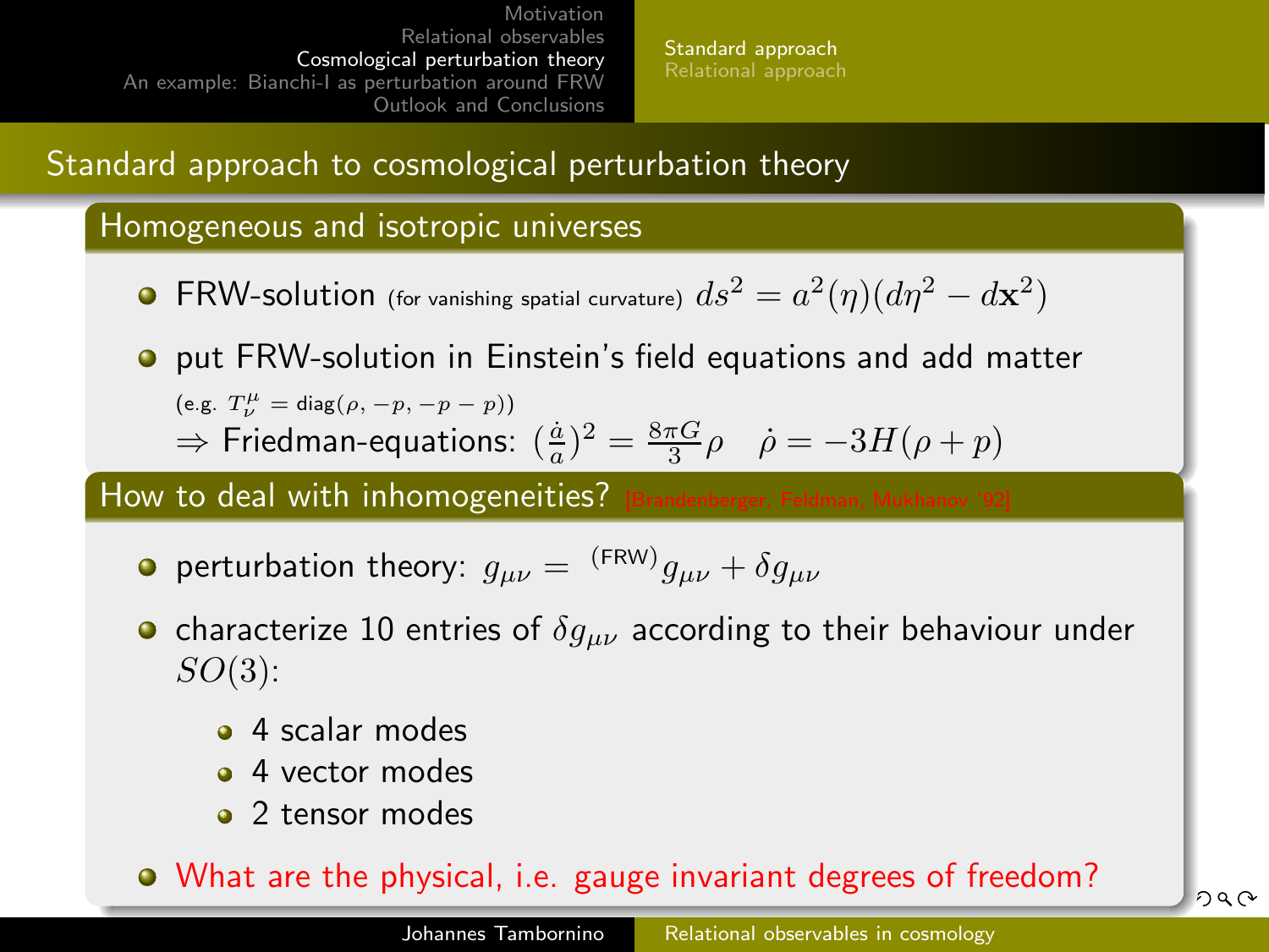## Standard approach to cosmological perturbation theory

### Homogeneous and isotropic universes

- FRW-solution (for vanishing spatial curvature) $ds^2 = a^2(\eta)(d\eta^2 - d\mathbf{x}^2)$
- put FRW-solution in Einstein's field equations and add matter (e.g. $T^\mu_\nu = \text{diag}(\rho, -p, -p - p)$)
  $\Rightarrow$ Friedman-equations: $(\frac{\dot{a}}{a})^2 = \frac{8\pi G}{3}\rho \quad \dot{\rho} = -3H(\rho + p)$

### How to deal with inhomogeneities? [Brandenberger, Feldman, Mukhanov '92]

- perturbation theory: $g_{\mu\nu} = {}^{(\text{FRW})}g_{\mu\nu} + \delta g_{\mu\nu}$
- characterize 10 entries of $\delta g_{\mu\nu}$ according to their behaviour under $SO(3)$:
  - 4 scalar modes
  - 4 vector modes
  - 2 tensor modes
- What are the physical, i.e. gauge invariant degrees of freedom?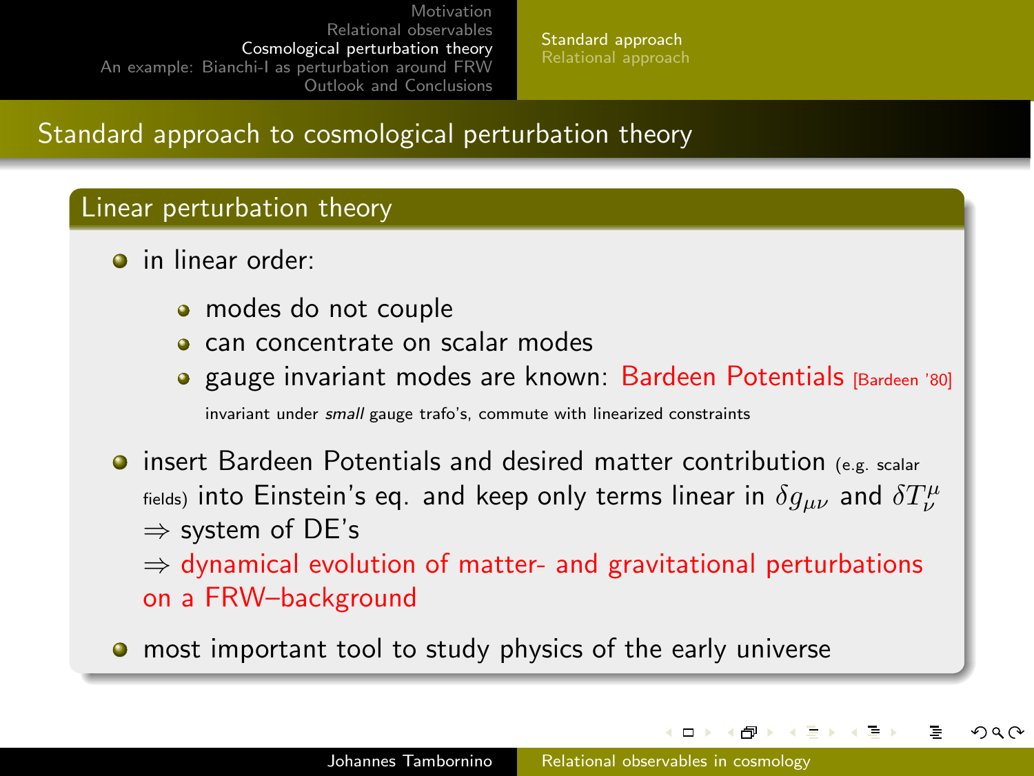# Standard approach to cosmological perturbation theory

## Linear perturbation theory

- in linear order:
  - modes do not couple
  - can concentrate on scalar modes
  - gauge invariant modes are known: Bardeen Potentials [Bardeen '80]

    invariant under *small* gauge trafo's, commute with linearized constraints
- insert Bardeen Potentials and desired matter contribution (e.g. scalar fields) into Einstein's eq. and keep only terms linear in $\delta g_{\mu\nu}$ and $\delta T^{\mu}_{\nu}$
  $\Rightarrow$ system of DE's
  $\Rightarrow$ dynamical evolution of matter- and gravitational perturbations on a FRW–background
- most important tool to study physics of the early universe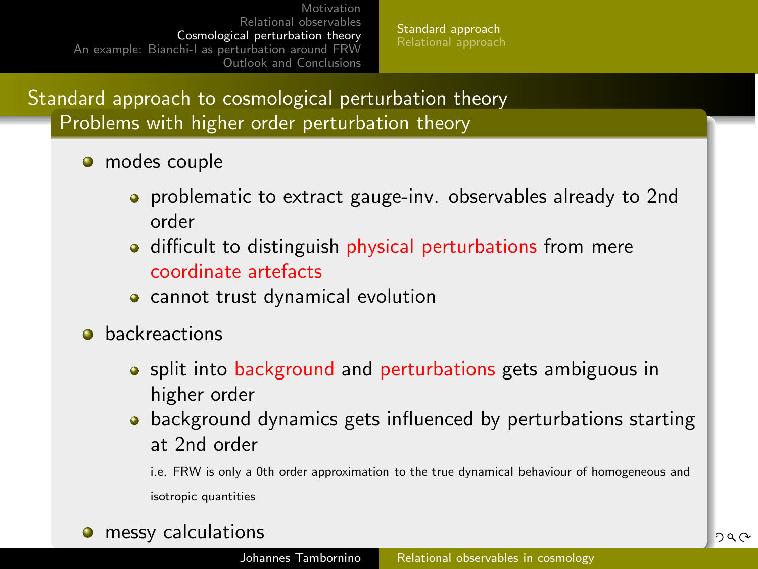## Standard approach to cosmological perturbation theory

### Problems with higher order perturbation theory

- modes couple
  - problematic to extract gauge-inv. observables already to 2nd order
  - difficult to distinguish physical perturbations from mere coordinate artefacts
  - cannot trust dynamical evolution
- backreactions
  - split into background and perturbations gets ambiguous in higher order
  - background dynamics gets influenced by perturbations starting at 2nd order

    i.e. FRW is only a 0th order approximation to the true dynamical behaviour of homogeneous and isotropic quantities
- messy calculations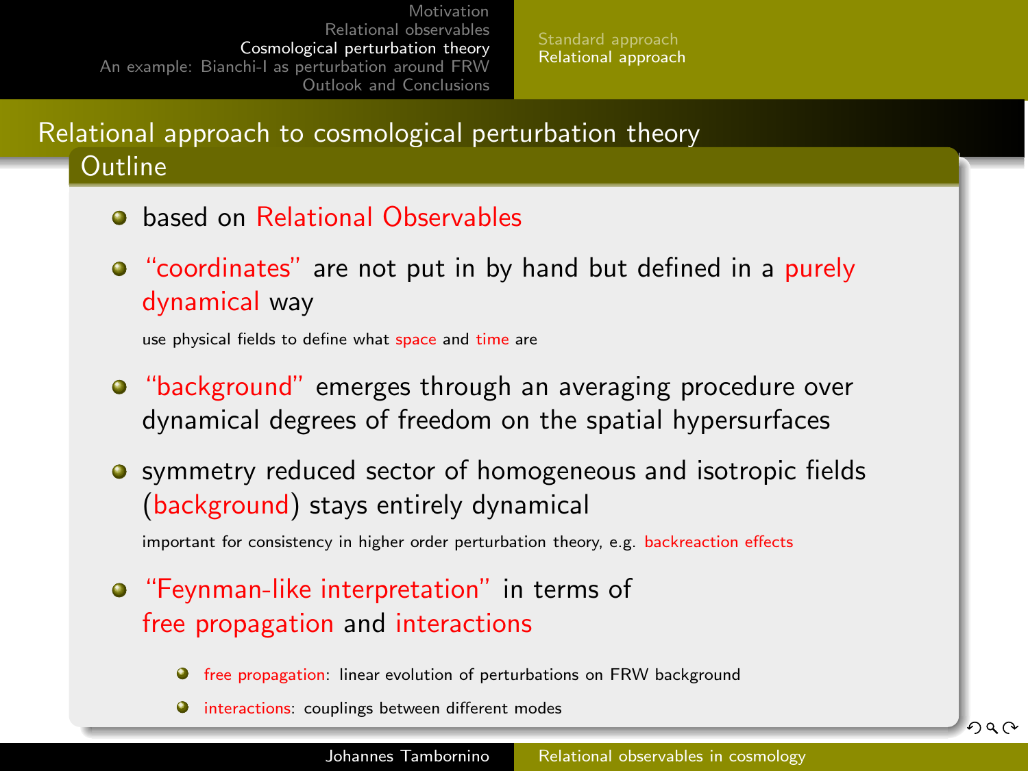# Relational approach to cosmological perturbation theory

## Outline

- based on Relational Observables
- "coordinates" are not put in by hand but defined in a purely dynamical way

  use physical fields to define what space and time are

- "background" emerges through an averaging procedure over dynamical degrees of freedom on the spatial hypersurfaces
- symmetry reduced sector of homogeneous and isotropic fields (background) stays entirely dynamical

  important for consistency in higher order perturbation theory, e.g. backreaction effects

- "Feynman-like interpretation" in terms of free propagation and interactions
  - free propagation: linear evolution of perturbations on FRW background
  - interactions: couplings between different modes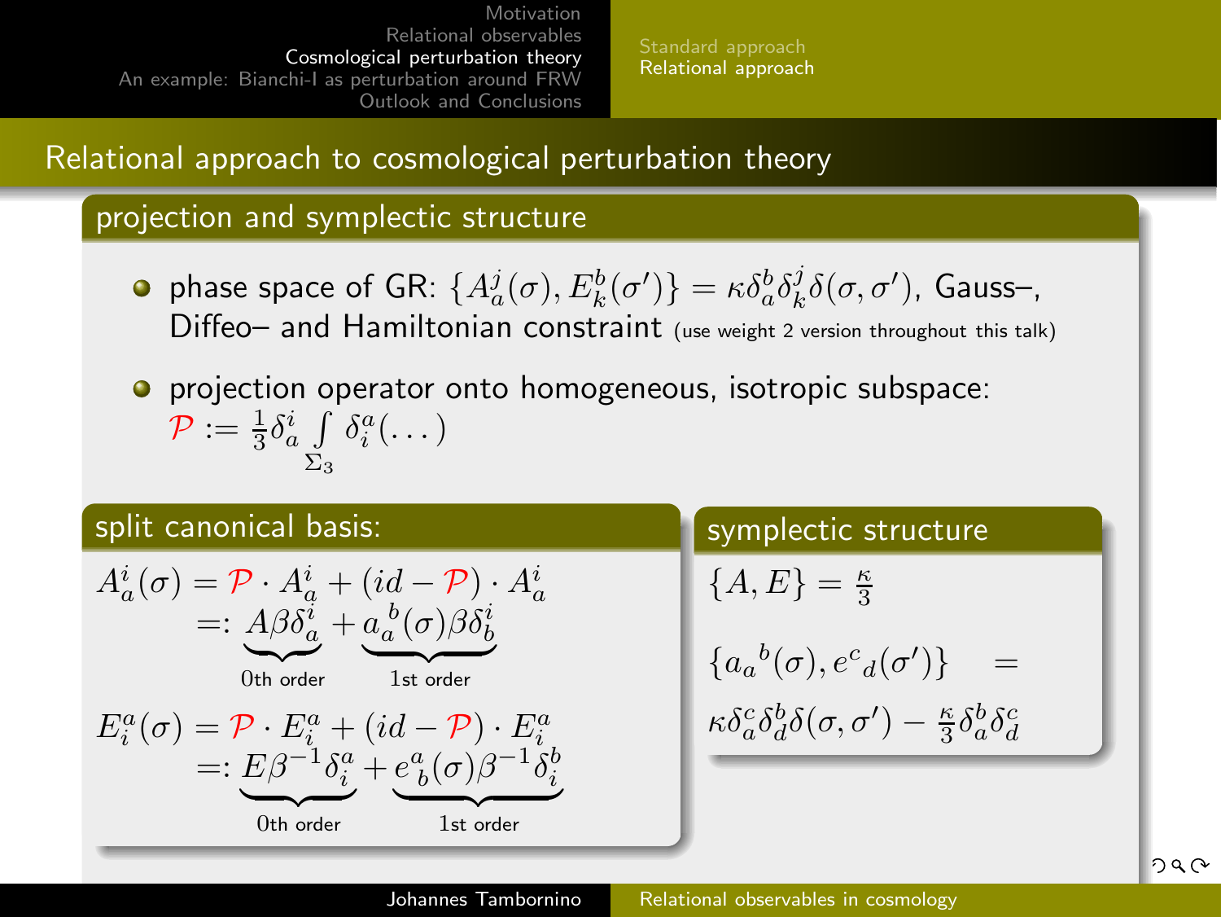# Relational approach to cosmological perturbation theory

## projection and symplectic structure

- phase space of GR: $\{A_a^j(\sigma), E_k^b(\sigma')\} = \kappa\delta_a^b\delta_k^j\delta(\sigma,\sigma')$, Gauss–, Diffeo– and Hamiltonian constraint (use weight 2 version throughout this talk)
- projection operator onto homogeneous, isotropic subspace: $\mathcal{P} := \frac{1}{3}\delta_a^i \int\limits_{\Sigma_3} \delta_i^a(\dots)$

### split canonical basis:

$$A_a^i(\sigma) = \mathcal{P}\cdot A_a^i + (id - \mathcal{P})\cdot A_a^i =: \underbrace{A\beta\delta_a^i}_{\text{0th order}} + \underbrace{a_a{}^b(\sigma)\beta\delta_b^i}_{\text{1st order}}$$

$$E_i^a(\sigma) = \mathcal{P}\cdot E_i^a + (id - \mathcal{P})\cdot E_i^a =: \underbrace{E\beta^{-1}\delta_i^a}_{\text{0th order}} + \underbrace{e^a{}_b(\sigma)\beta^{-1}\delta_i^b}_{\text{1st order}}$$

### symplectic structure

$$\{A, E\} = \frac{\kappa}{3}$$

$$\{a_a{}^b(\sigma), e^c{}_d(\sigma')\} = \kappa\delta_a^c\delta_d^b\delta(\sigma,\sigma') - \frac{\kappa}{3}\delta_a^b\delta_d^c$$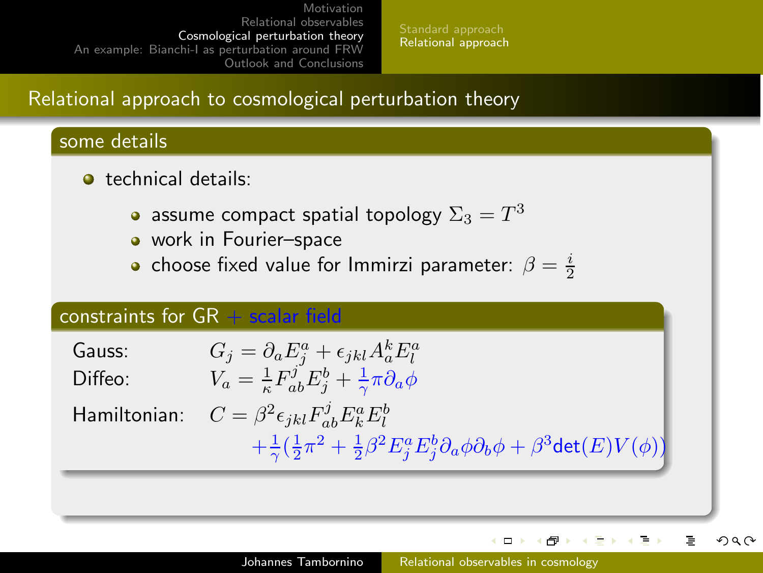## Relational approach to cosmological perturbation theory

### some details

- technical details:
  - assume compact spatial topology $\Sigma_3 = T^3$
  - work in Fourier–space
  - choose fixed value for Immirzi parameter: $\beta = \frac{i}{2}$

### constraints for GR + scalar field

Gauss: $G_j = \partial_a E^a_j + \epsilon_{jkl} A^k_a E^a_l$

Diffeo: $V_a = \frac{1}{\kappa} F^j_{ab} E^b_j + \frac{1}{\gamma} \pi \partial_a \phi$

Hamiltonian:

$$C = \beta^2 \epsilon_{jkl} F^j_{ab} E^a_k E^b_l + \frac{1}{\gamma}\left(\frac{1}{2}\pi^2 + \frac{1}{2}\beta^2 E^a_j E^b_j \partial_a \phi \partial_b \phi + \beta^3 \det(E) V(\phi)\right)$$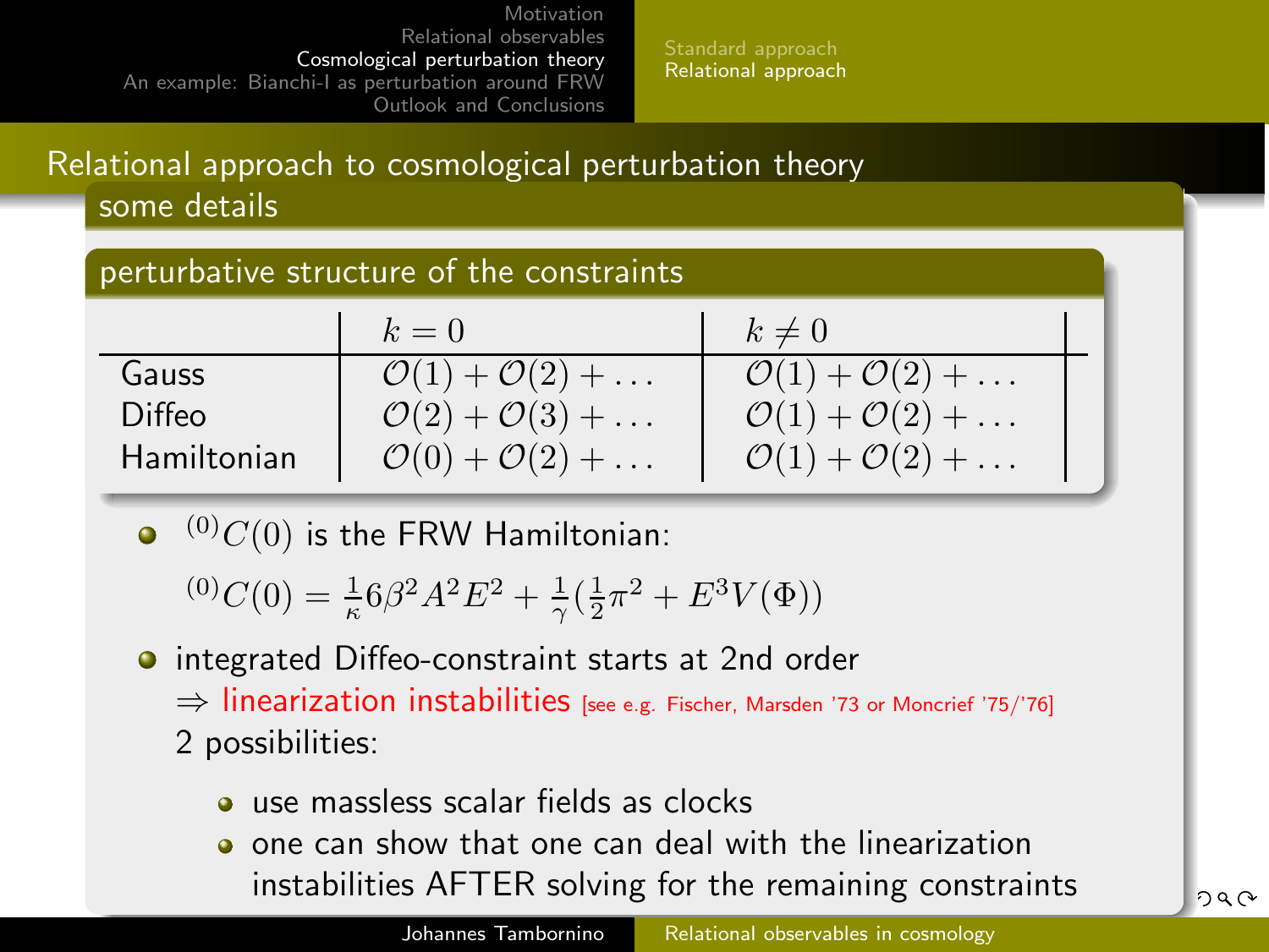# Relational approach to cosmological perturbation theory

## some details

### perturbative structure of the constraints

| | $k = 0$ | $k \neq 0$ |
|---|---|---|
| Gauss | $\mathcal{O}(1) + \mathcal{O}(2) + \ldots$ | $\mathcal{O}(1) + \mathcal{O}(2) + \ldots$ |
| Diffeo | $\mathcal{O}(2) + \mathcal{O}(3) + \ldots$ | $\mathcal{O}(1) + \mathcal{O}(2) + \ldots$ |
| Hamiltonian | $\mathcal{O}(0) + \mathcal{O}(2) + \ldots$ | $\mathcal{O}(1) + \mathcal{O}(2) + \ldots$ |

- ${}^{(0)}C(0)$ is the FRW Hamiltonian:

  $${}^{(0)}C(0) = \frac{1}{\kappa} 6\beta^2 A^2 E^2 + \frac{1}{\gamma}\left(\frac{1}{2}\pi^2 + E^3 V(\Phi)\right)$$

- integrated Diffeo-constraint starts at 2nd order
  $\Rightarrow$ linearization instabilities [see e.g. Fischer, Marsden '73 or Moncrief '75/'76]
  2 possibilities:
  - use massless scalar fields as clocks
  - one can show that one can deal with the linearization instabilities AFTER solving for the remaining constraints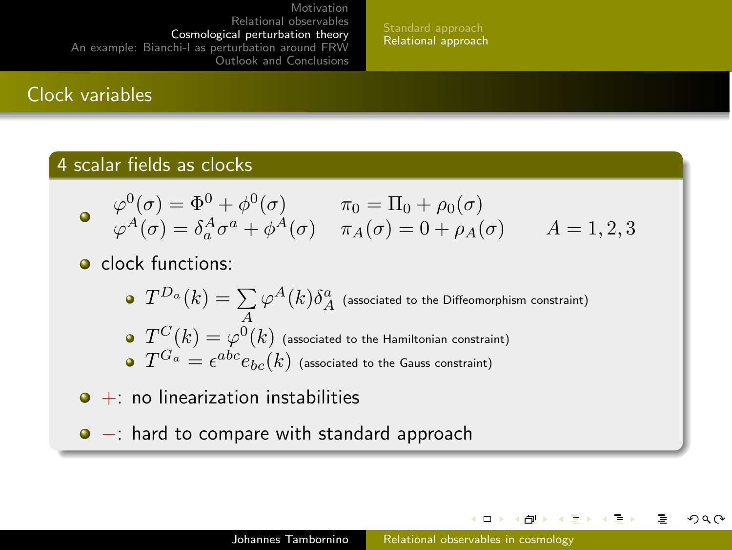## Clock variables

### 4 scalar fields as clocks

- $$\begin{aligned} \varphi^0(\sigma) &= \Phi^0 + \phi^0(\sigma) & \pi_0 &= \Pi_0 + \rho_0(\sigma) \\ \varphi^A(\sigma) &= \delta^A_a \sigma^a + \phi^A(\sigma) & \pi_A(\sigma) &= 0 + \rho_A(\sigma) \qquad A = 1,2,3 \end{aligned}$$
- clock functions:
  - $T^{D_a}(k) = \sum_A \varphi^A(k)\delta^a_A$ (associated to the Diffeomorphism constraint)
  - $T^C(k) = \varphi^0(k)$ (associated to the Hamiltonian constraint)
  - $T^{G_a} = \epsilon^{abc} e_{bc}(k)$ (associated to the Gauss constraint)
- +: no linearization instabilities
- −: hard to compare with standard approach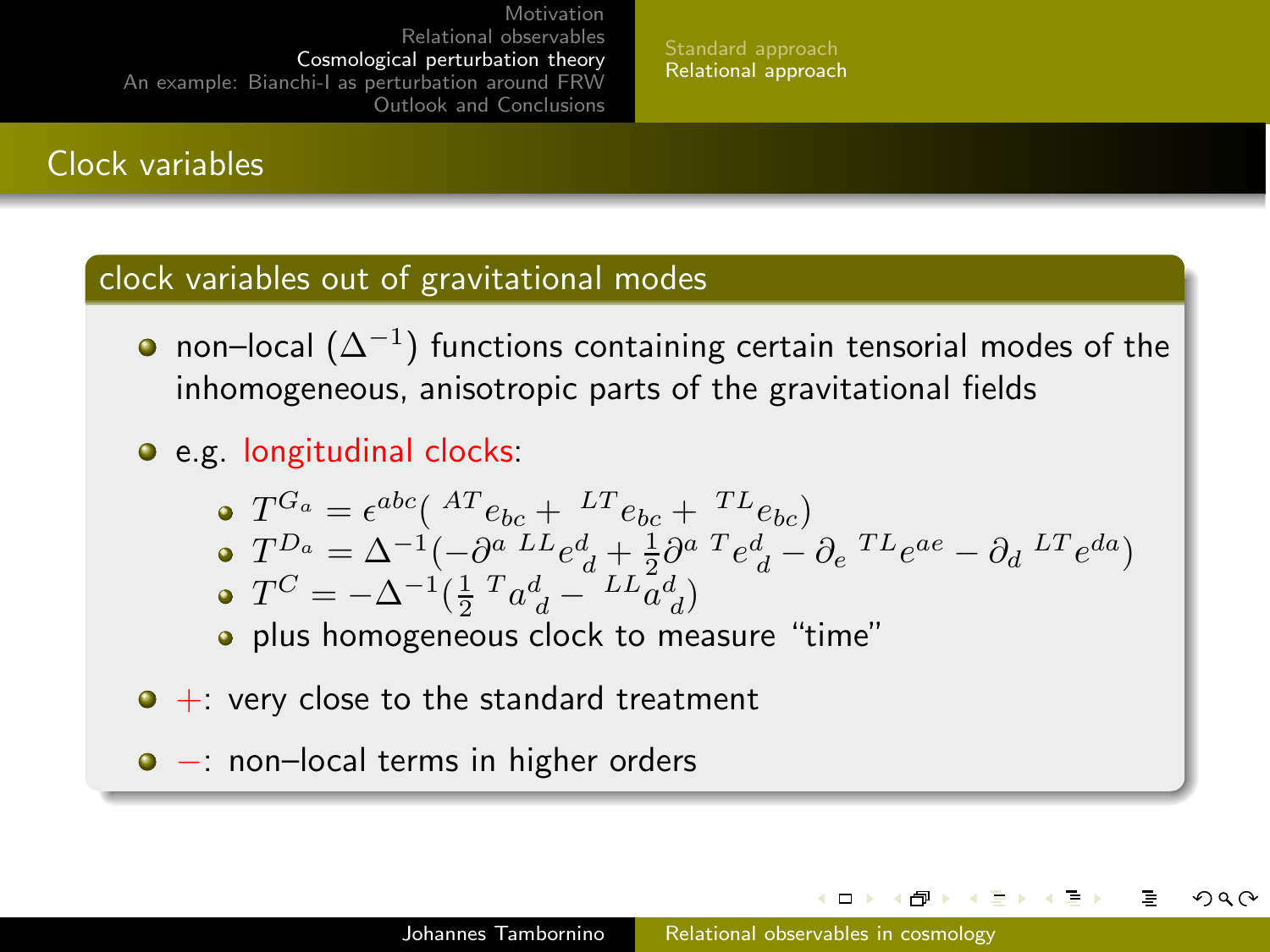## Clock variables

### clock variables out of gravitational modes

- non–local ($\Delta^{-1}$) functions containing certain tensorial modes of the inhomogeneous, anisotropic parts of the gravitational fields
- e.g. longitudinal clocks:
  - $T^{G_a} = \epsilon^{abc}( {}^{AT}e_{bc} + {}^{LT}e_{bc} + {}^{TL}e_{bc})$
  - $T^{D_a} = \Delta^{-1}(-\partial^a \, {}^{LL}e^d_{\ d} + \frac{1}{2}\partial^a \, {}^{T}e^d_{\ d} - \partial_e \, {}^{TL}e^{ae} - \partial_d \, {}^{LT}e^{da})$
  - $T^C = -\Delta^{-1}(\frac{1}{2} \, {}^{T}a^d_{\ d} - {}^{LL}a^d_{\ d})$
  - plus homogeneous clock to measure "time"
- $+$: very close to the standard treatment
- $-$: non–local terms in higher orders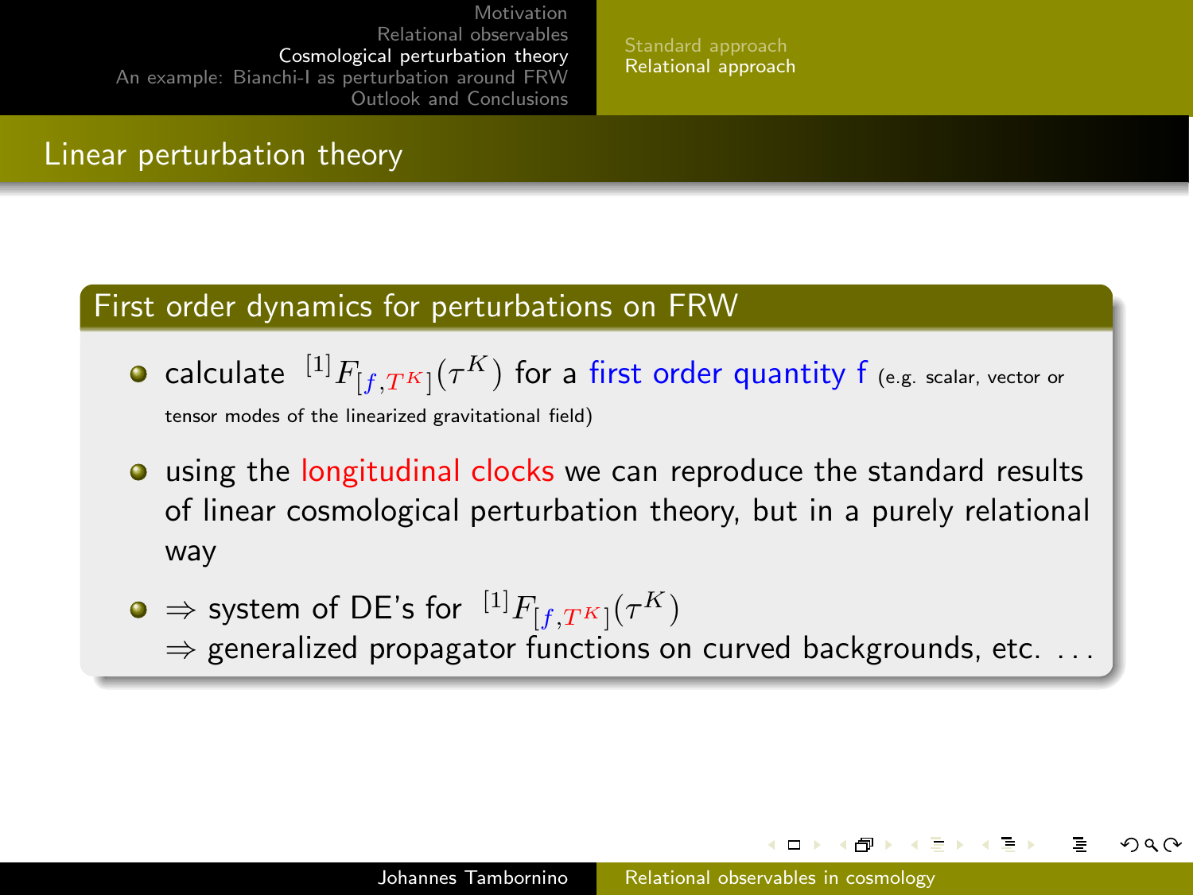## Linear perturbation theory

### First order dynamics for perturbations on FRW

- calculate ${}^{[1]}F_{[f,T^K]}(\tau^K)$ for a first order quantity f (e.g. scalar, vector or tensor modes of the linearized gravitational field)
- using the longitudinal clocks we can reproduce the standard results of linear cosmological perturbation theory, but in a purely relational way
- $\Rightarrow$ system of DE's for ${}^{[1]}F_{[f,T^K]}(\tau^K)$
  $\Rightarrow$ generalized propagator functions on curved backgrounds, etc. ...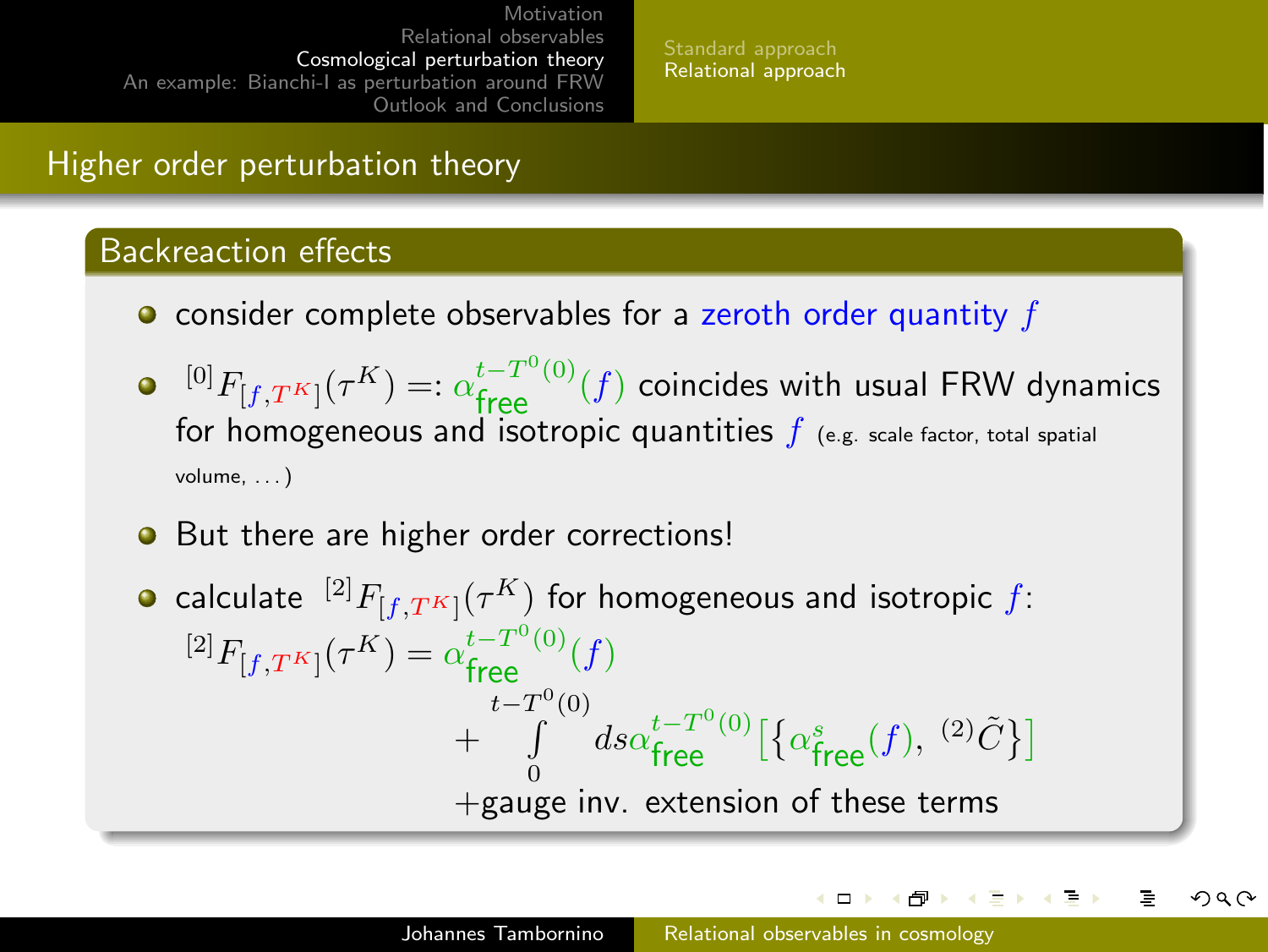## Higher order perturbation theory

### Backreaction effects

- consider complete observables for a zeroth order quantity $f$
- ${}^{[0]}F_{[f,T^K]}(\tau^K) =: \alpha_{\text{free}}^{t-T^0(0)}(f)$ coincides with usual FRW dynamics for homogeneous and isotropic quantities $f$ (e.g. scale factor, total spatial volume, ...)
- But there are higher order corrections!
- calculate ${}^{[2]}F_{[f,T^K]}(\tau^K)$ for homogeneous and isotropic $f$:

$$
\begin{aligned}
{}^{[2]}F_{[f,T^K]}(\tau^K) = {} & \alpha_{\text{free}}^{t-T^0(0)}(f) \\
& + \int_0^{t-T^0(0)} ds\, \alpha_{\text{free}}^{t-T^0(0)}\left[\{\alpha_{\text{free}}^{s}(f),\ {}^{(2)}\tilde{C}\}\right] \\
& + \text{gauge inv. extension of these terms}
\end{aligned}
$$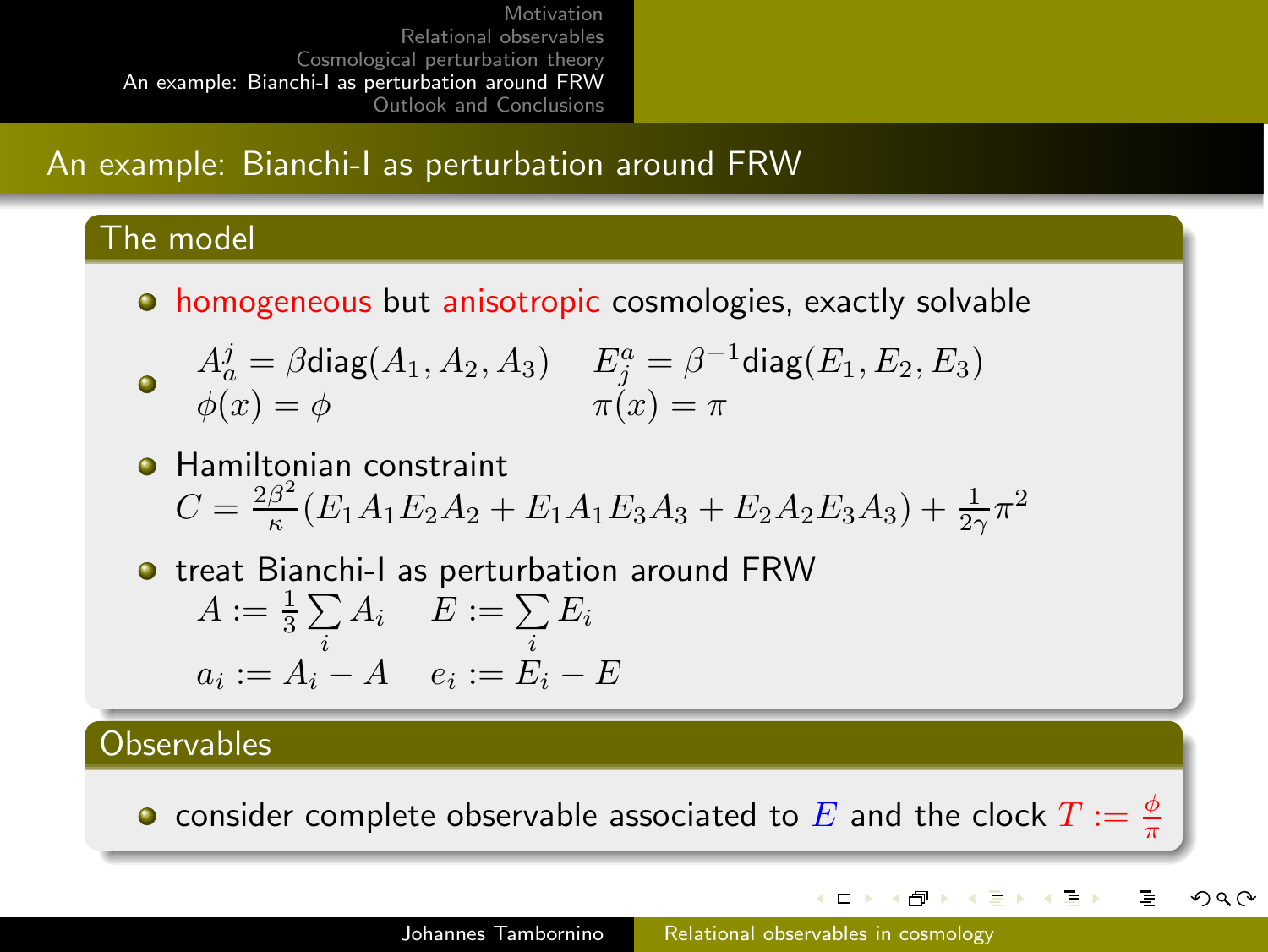# An example: Bianchi-I as perturbation around FRW

## The model

- homogeneous but anisotropic cosmologies, exactly solvable
- $$A_a^j = \beta \text{diag}(A_1, A_2, A_3) \qquad E_j^a = \beta^{-1} \text{diag}(E_1, E_2, E_3)$$
  $$\phi(x) = \phi \qquad \pi(x) = \pi$$
- Hamiltonian constraint
  $$C = \frac{2\beta^2}{\kappa}(E_1 A_1 E_2 A_2 + E_1 A_1 E_3 A_3 + E_2 A_2 E_3 A_3) + \frac{1}{2\gamma}\pi^2$$
- treat Bianchi-I as perturbation around FRW
  $$A := \frac{1}{3}\sum_i A_i \qquad E := \sum_i E_i$$
  $$a_i := A_i - A \qquad e_i := E_i - E$$

## Observables

- consider complete observable associated to $E$ and the clock $T := \frac{\phi}{\pi}$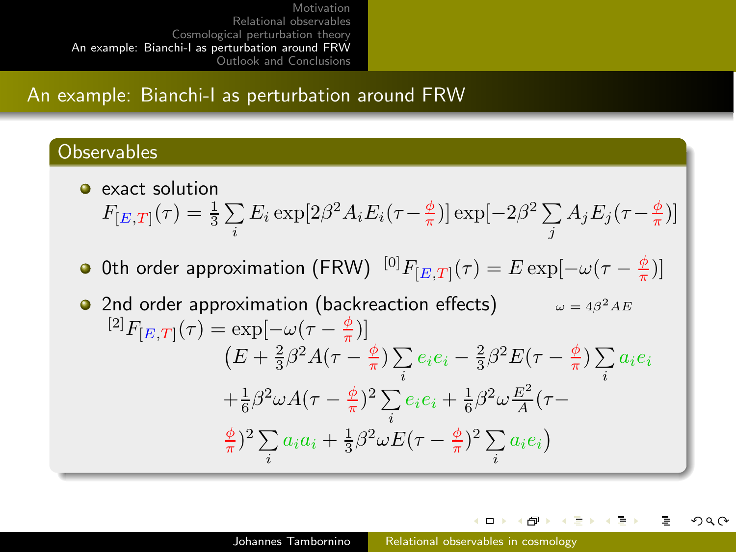## An example: Bianchi-I as perturbation around FRW

### Observables

- exact solution
  $$F_{[E,T]}(\tau) = \frac{1}{3}\sum_i E_i \exp[2\beta^2 A_i E_i(\tau - \frac{\phi}{\pi})] \exp[-2\beta^2 \sum_j A_j E_j(\tau - \frac{\phi}{\pi})]$$
- 0th order approximation (FRW) $^{[0]}F_{[E,T]}(\tau) = E\exp[-\omega(\tau - \frac{\phi}{\pi})]$
- 2nd order approximation (backreaction effects) $\omega = 4\beta^2 AE$
  $$\begin{aligned} {}^{[2]}F_{[E,T]}(\tau) = \exp[-\omega(\tau - \tfrac{\phi}{\pi})] \\ \Big(E + \tfrac{2}{3}\beta^2 A(\tau - \tfrac{\phi}{\pi})\sum_i e_i e_i - \tfrac{2}{3}\beta^2 E(\tau - \tfrac{\phi}{\pi})\sum_i a_i e_i \\ + \tfrac{1}{6}\beta^2 \omega A(\tau - \tfrac{\phi}{\pi})^2 \sum_i e_i e_i + \tfrac{1}{6}\beta^2 \omega \tfrac{E^2}{A}(\tau - \\ \tfrac{\phi}{\pi})^2 \sum_i a_i a_i + \tfrac{1}{3}\beta^2 \omega E(\tau - \tfrac{\phi}{\pi})^2 \sum_i a_i e_i\Big) \end{aligned}$$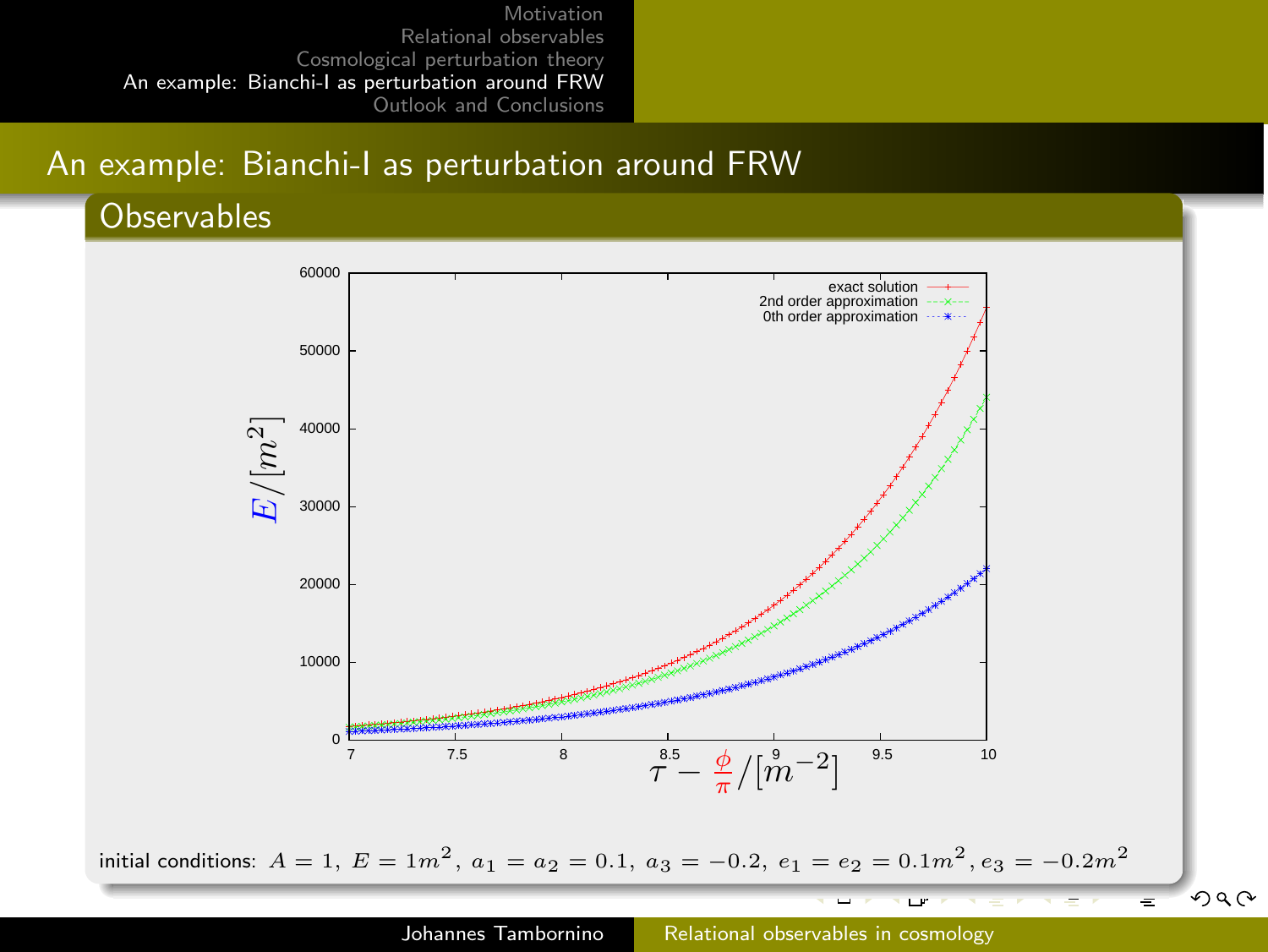## An example: Bianchi-I as perturbation around FRW

### Observables

exact solution
2nd order approximation
0th order approximation

$E/[m^2]$

$\tau - \frac{\phi}{\pi}/[m^{-2}]$

initial conditions: $A = 1,\ E = 1m^2,\ a_1 = a_2 = 0.1,\ a_3 = -0.2,\ e_1 = e_2 = 0.1m^2, e_3 = -0.2m^2$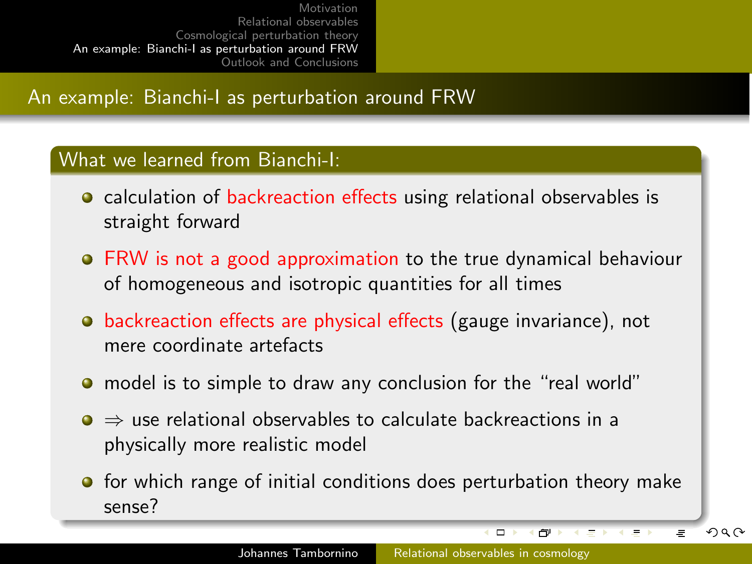## An example: Bianchi-I as perturbation around FRW

### What we learned from Bianchi-I:

- calculation of backreaction effects using relational observables is straight forward
- FRW is not a good approximation to the true dynamical behaviour of homogeneous and isotropic quantities for all times
- backreaction effects are physical effects (gauge invariance), not mere coordinate artefacts
- model is to simple to draw any conclusion for the "real world"
- $\Rightarrow$ use relational observables to calculate backreactions in a physically more realistic model
- for which range of initial conditions does perturbation theory make sense?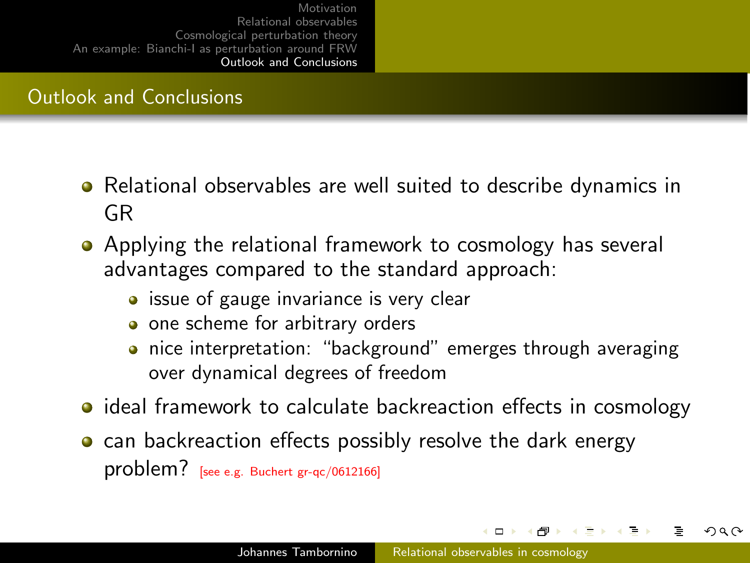## Outlook and Conclusions

- Relational observables are well suited to describe dynamics in GR
- Applying the relational framework to cosmology has several advantages compared to the standard approach:
  - issue of gauge invariance is very clear
  - one scheme for arbitrary orders
  - nice interpretation: "background" emerges through averaging over dynamical degrees of freedom
- ideal framework to calculate backreaction effects in cosmology
- can backreaction effects possibly resolve the dark energy problem? [see e.g. Buchert gr-qc/0612166]